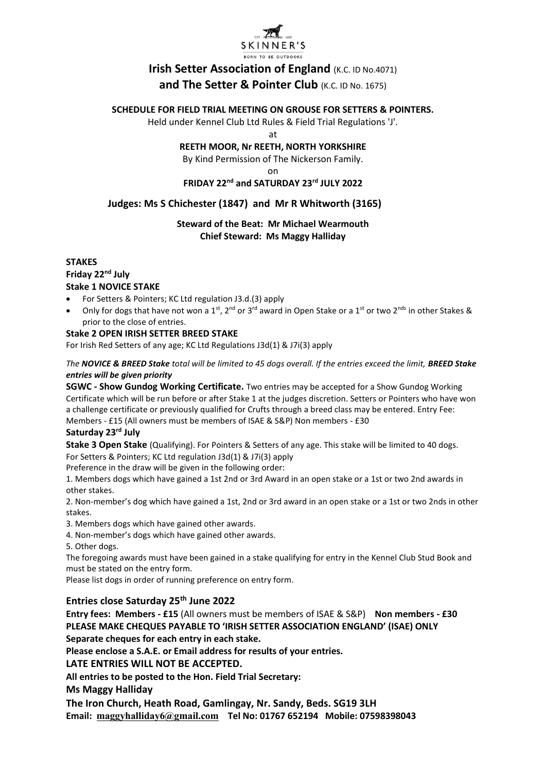EST 1688 SKINNER'S BORN TO BE OUTDOORS

# Irish Setter Association of England (K.C. ID No.4071) and The Setter & Pointer Club (K.C. ID No. 1675)

**SCHEDULE FOR FIELD TRIAL MEETING ON GROUSE FOR SETTERS & POINTERS.**

Held under Kennel Club Ltd Rules & Field Trial Regulations 'J'.

at

**REETH MOOR, Nr REETH, NORTH YORKSHIRE**

By Kind Permission of The Nickerson Family.

on

**FRIDAY 22nd and SATURDAY 23rd JULY 2022**

## Judges: Ms S Chichester (1847) and Mr R Whitworth (3165)

**Steward of the Beat: Mr Michael Wearmouth**
**Chief Steward: Ms Maggy Halliday**

**STAKES**

**Friday 22nd July**

**Stake 1 NOVICE STAKE**

- For Setters & Pointers; KC Ltd regulation J3.d.(3) apply
- Only for dogs that have not won a 1st, 2nd or 3rd award in Open Stake or a 1st or two 2nds in other Stakes & prior to the close of entries.

**Stake 2 OPEN IRISH SETTER BREED STAKE**

For Irish Red Setters of any age; KC Ltd Regulations J3d(1) & J7i(3) apply

*The **NOVICE & BREED** Stake total will be limited to 45 dogs overall. If the entries exceed the limit, **BREED Stake entries will be given priority***

**SGWC - Show Gundog Working Certificate.** Two entries may be accepted for a Show Gundog Working Certificate which will be run before or after Stake 1 at the judges discretion. Setters or Pointers who have won a challenge certificate or previously qualified for Crufts through a breed class may be entered. Entry Fee: Members - £15 (All owners must be members of ISAE & S&P) Non members - £30

**Saturday 23rd July**

**Stake 3 Open Stake** (Qualifying). For Pointers & Setters of any age. This stake will be limited to 40 dogs. For Setters & Pointers; KC Ltd regulation J3d(1) & J7i(3) apply

Preference in the draw will be given in the following order:

1. Members dogs which have gained a 1st 2nd or 3rd Award in an open stake or a 1st or two 2nd awards in other stakes.
2. Non-member's dog which have gained a 1st, 2nd or 3rd award in an open stake or a 1st or two 2nds in other stakes.
3. Members dogs which have gained other awards.
4. Non-member's dogs which have gained other awards.
5. Other dogs.

The foregoing awards must have been gained in a stake qualifying for entry in the Kennel Club Stud Book and must be stated on the entry form.

Please list dogs in order of running preference on entry form.

## Entries close Saturday 25th June 2022

**Entry fees: Members - £15** (All owners must be members of ISAE & S&P) **Non members - £30**

**PLEASE MAKE CHEQUES PAYABLE TO 'IRISH SETTER ASSOCIATION ENGLAND' (ISAE) ONLY**

**Separate cheques for each entry in each stake.**

**Please enclose a S.A.E. or Email address for results of your entries.**

**LATE ENTRIES WILL NOT BE ACCEPTED.**

**All entries to be posted to the Hon. Field Trial Secretary:**

**Ms Maggy Halliday**

**The Iron Church, Heath Road, Gamlingay, Nr. Sandy, Beds. SG19 3LH**

**Email: maggyhalliday6@gmail.com Tel No: 01767 652194 Mobile: 07598398043**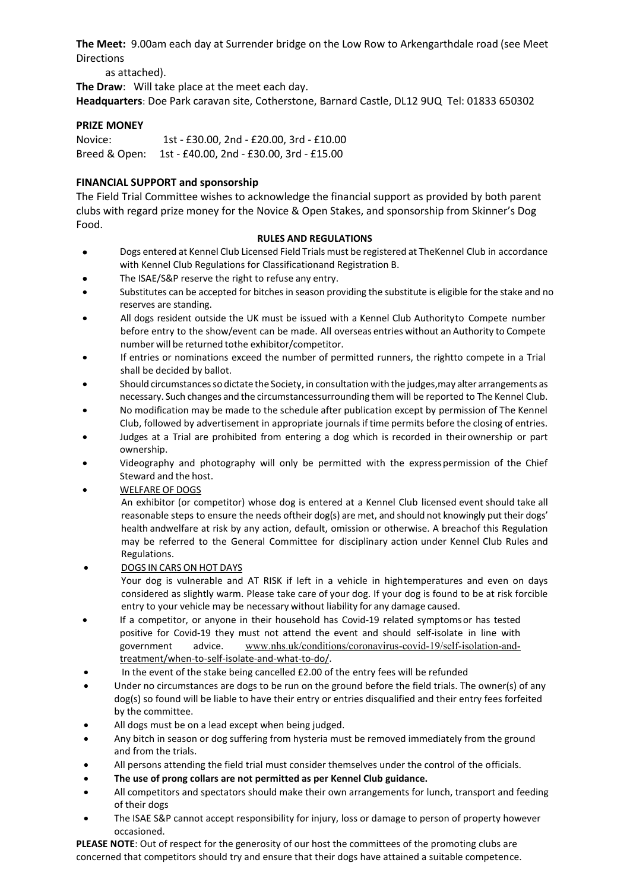**The Meet:** 9.00am each day at Surrender bridge on the Low Row to Arkengarthdale road (see Meet Directions as attached).

**The Draw**: Will take place at the meet each day.

**Headquarters**: Doe Park caravan site, Cotherstone, Barnard Castle, DL12 9UQ Tel: 01833 650302

**PRIZE MONEY**

Novice: 1st - £30.00, 2nd - £20.00, 3rd - £10.00
Breed & Open: 1st - £40.00, 2nd - £30.00, 3rd - £15.00

**FINANCIAL SUPPORT and sponsorship**

The Field Trial Committee wishes to acknowledge the financial support as provided by both parent clubs with regard prize money for the Novice & Open Stakes, and sponsorship from Skinner's Dog Food.

**RULES AND REGULATIONS**

- Dogs entered at Kennel Club Licensed Field Trials must be registered at TheKennel Club in accordance with Kennel Club Regulations for Classificationand Registration B.
- The ISAE/S&P reserve the right to refuse any entry.
- Substitutes can be accepted for bitches in season providing the substitute is eligible for the stake and no reserves are standing.
- All dogs resident outside the UK must be issued with a Kennel Club Authorityto Compete number before entry to the show/event can be made. All overseas entries without an Authority to Compete number will be returned tothe exhibitor/competitor.
- If entries or nominations exceed the number of permitted runners, the rightto compete in a Trial shall be decided by ballot.
- Should circumstances so dictate the Society, in consultation with the judges,may alter arrangements as necessary. Such changes and the circumstancessurrounding them will be reported to The Kennel Club.
- No modification may be made to the schedule after publication except by permission of The Kennel Club, followed by advertisement in appropriate journals if time permits before the closing of entries.
- Judges at a Trial are prohibited from entering a dog which is recorded in theirownership or part ownership.
- Videography and photography will only be permitted with the expresspermission of the Chief Steward and the host.
- WELFARE OF DOGS
  An exhibitor (or competitor) whose dog is entered at a Kennel Club licensed event should take all reasonable steps to ensure the needs oftheir dog(s) are met, and should not knowingly put their dogs' health andwelfare at risk by any action, default, omission or otherwise. A breachof this Regulation may be referred to the General Committee for disciplinary action under Kennel Club Rules and Regulations.
- DOGS IN CARS ON HOT DAYS
  Your dog is vulnerable and AT RISK if left in a vehicle in hightemperatures and even on days considered as slightly warm. Please take care of your dog. If your dog is found to be at risk forcible entry to your vehicle may be necessary without liability for any damage caused.
- If a competitor, or anyone in their household has Covid-19 related symptoms or has tested positive for Covid-19 they must not attend the event and should self-isolate in line with government advice. www.nhs.uk/conditions/coronavirus-covid-19/self-isolation-and-treatment/when-to-self-isolate-and-what-to-do/.
- In the event of the stake being cancelled £2.00 of the entry fees will be refunded
- Under no circumstances are dogs to be run on the ground before the field trials. The owner(s) of any dog(s) so found will be liable to have their entry or entries disqualified and their entry fees forfeited by the committee.
- All dogs must be on a lead except when being judged.
- Any bitch in season or dog suffering from hysteria must be removed immediately from the ground and from the trials.
- All persons attending the field trial must consider themselves under the control of the officials.
- **The use of prong collars are not permitted as per Kennel Club guidance.**
- All competitors and spectators should make their own arrangements for lunch, transport and feeding of their dogs
- The ISAE S&P cannot accept responsibility for injury, loss or damage to person of property however occasioned.

**PLEASE NOTE**: Out of respect for the generosity of our host the committees of the promoting clubs are concerned that competitors should try and ensure that their dogs have attained a suitable competence.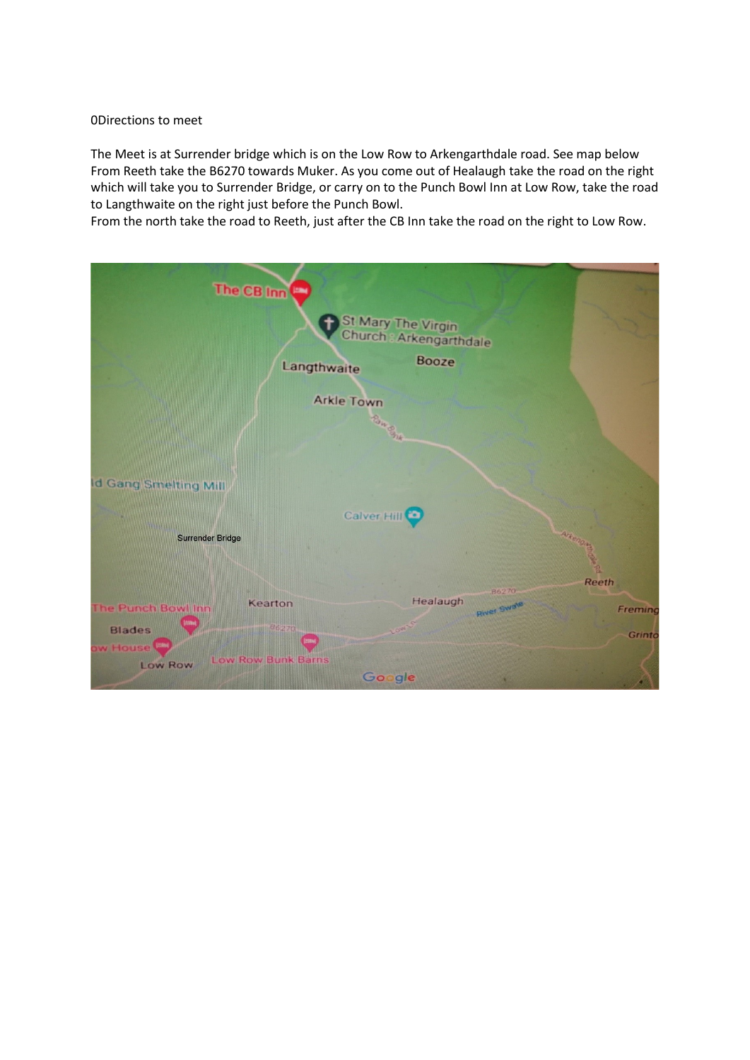0Directions to meet

The Meet is at Surrender bridge which is on the Low Row to Arkengarthdale road. See map below
From Reeth take the B6270 towards Muker. As you come out of Healaugh take the road on the right which will take you to Surrender Bridge, or carry on to the Punch Bowl Inn at Low Row, take the road to Langthwaite on the right just before the Punch Bowl.
From the north take the road to Reeth, just after the CB Inn take the road on the right to Low Row.

The CB Inn
St Mary The Virgin Church : Arkengarthdale
Langthwaite
Booze
Arkle Town
Raw Bank
ld Gang Smelting Mill
Calver Hill
Surrender Bridge
Arkengarthdale Rd
Reeth
B6270
The Punch Bowl Inn
Kearton
Healaugh
River Swale
Freming
Blades
B6270
Low Ln
Grinto
ow House
Low Row
Low Row Bunk Barns
Google